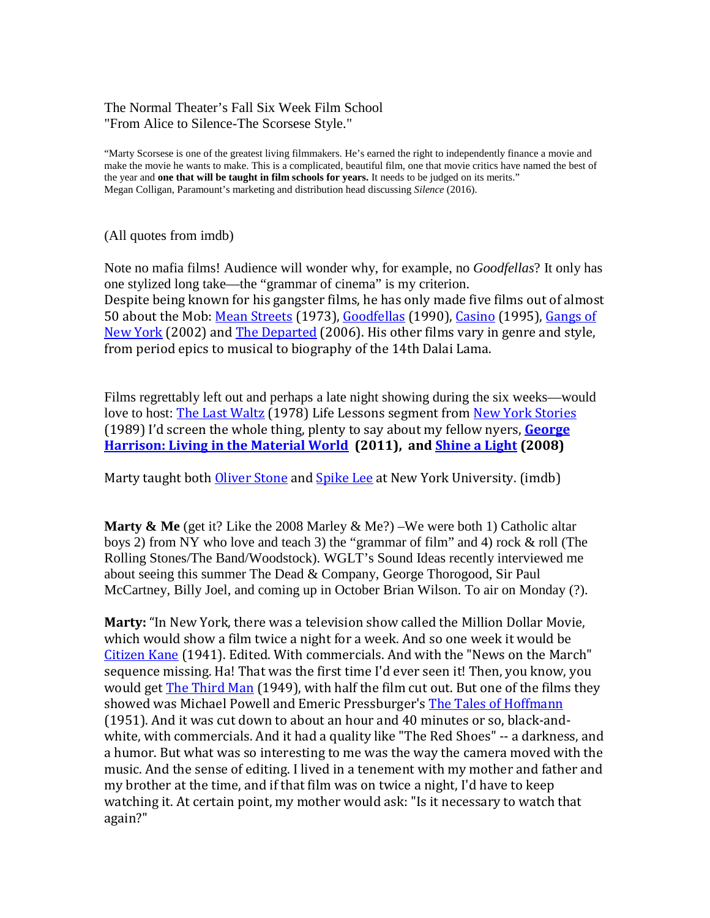The Normal Theater's Fall Six Week Film School
"From Alice to Silence-The Scorsese Style."

"Marty Scorsese is one of the greatest living filmmakers. He's earned the right to independently finance a movie and make the movie he wants to make. This is a complicated, beautiful film, one that movie critics have named the best of the year and **one that will be taught in film schools for years.** It needs to be judged on its merits."
Megan Colligan, Paramount's marketing and distribution head discussing *Silence* (2016).

(All quotes from imdb)

Note no mafia films! Audience will wonder why, for example, no *Goodfellas*? It only has one stylized long take—the "grammar of cinema" is my criterion.
Despite being known for his gangster films, he has only made five films out of almost 50 about the Mob: Mean Streets (1973), Goodfellas (1990), Casino (1995), Gangs of New York (2002) and The Departed (2006). His other films vary in genre and style, from period epics to musical to biography of the 14th Dalai Lama.

Films regrettably left out and perhaps a late night showing during the six weeks—would love to host: The Last Waltz (1978) Life Lessons segment from New York Stories (1989) I'd screen the whole thing, plenty to say about my fellow nyers, **George Harrison: Living in the Material World (2011), and Shine a Light (2008)**

Marty taught both Oliver Stone and Spike Lee at New York University. (imdb)

**Marty & Me** (get it? Like the 2008 Marley & Me?) –We were both 1) Catholic altar boys 2) from NY who love and teach 3) the "grammar of film" and 4) rock & roll (The Rolling Stones/The Band/Woodstock). WGLT's Sound Ideas recently interviewed me about seeing this summer The Dead & Company, George Thorogood, Sir Paul McCartney, Billy Joel, and coming up in October Brian Wilson. To air on Monday (?).

**Marty:** "In New York, there was a television show called the Million Dollar Movie, which would show a film twice a night for a week. And so one week it would be Citizen Kane (1941). Edited. With commercials. And with the "News on the March" sequence missing. Ha! That was the first time I'd ever seen it! Then, you know, you would get The Third Man (1949), with half the film cut out. But one of the films they showed was Michael Powell and Emeric Pressburger's The Tales of Hoffmann (1951). And it was cut down to about an hour and 40 minutes or so, black-and-white, with commercials. And it had a quality like "The Red Shoes" -- a darkness, and a humor. But what was so interesting to me was the way the camera moved with the music. And the sense of editing. I lived in a tenement with my mother and father and my brother at the time, and if that film was on twice a night, I'd have to keep watching it. At certain point, my mother would ask: "Is it necessary to watch that again?"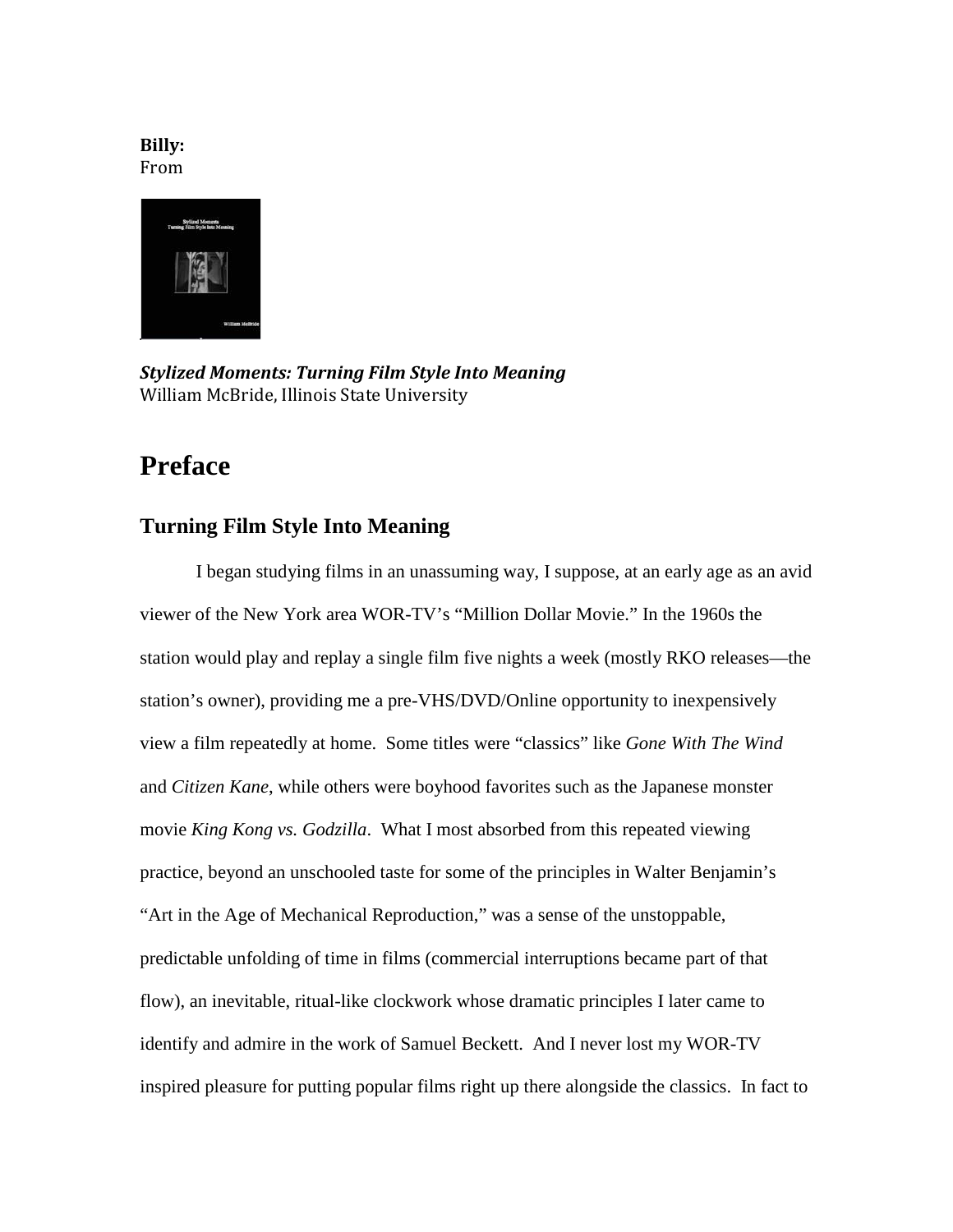**Billy:**
From

***Stylized Moments: Turning Film Style Into Meaning***
William McBride, Illinois State University

# Preface

## Turning Film Style Into Meaning

I began studying films in an unassuming way, I suppose, at an early age as an avid viewer of the New York area WOR-TV's "Million Dollar Movie." In the 1960s the station would play and replay a single film five nights a week (mostly RKO releases—the station's owner), providing me a pre-VHS/DVD/Online opportunity to inexpensively view a film repeatedly at home. Some titles were "classics" like *Gone With The Wind* and *Citizen Kane*, while others were boyhood favorites such as the Japanese monster movie *King Kong vs. Godzilla*. What I most absorbed from this repeated viewing practice, beyond an unschooled taste for some of the principles in Walter Benjamin's "Art in the Age of Mechanical Reproduction," was a sense of the unstoppable, predictable unfolding of time in films (commercial interruptions became part of that flow), an inevitable, ritual-like clockwork whose dramatic principles I later came to identify and admire in the work of Samuel Beckett. And I never lost my WOR-TV inspired pleasure for putting popular films right up there alongside the classics. In fact to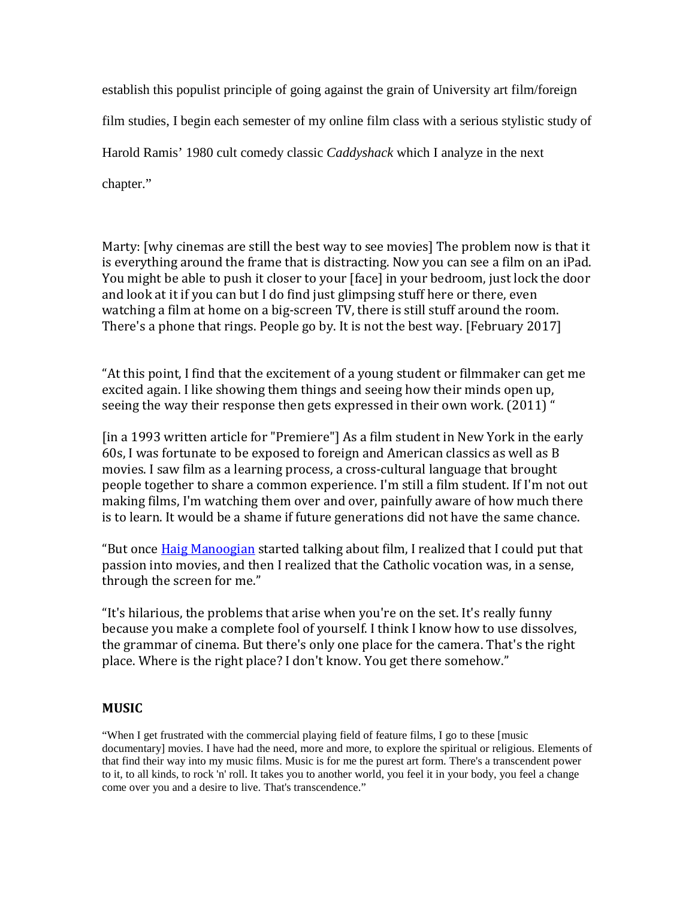establish this populist principle of going against the grain of University art film/foreign film studies, I begin each semester of my online film class with a serious stylistic study of Harold Ramis' 1980 cult comedy classic *Caddyshack* which I analyze in the next chapter."

Marty: [why cinemas are still the best way to see movies] The problem now is that it is everything around the frame that is distracting. Now you can see a film on an iPad. You might be able to push it closer to your [face] in your bedroom, just lock the door and look at it if you can but I do find just glimpsing stuff here or there, even watching a film at home on a big-screen TV, there is still stuff around the room. There's a phone that rings. People go by. It is not the best way. [February 2017]

"At this point, I find that the excitement of a young student or filmmaker can get me excited again. I like showing them things and seeing how their minds open up, seeing the way their response then gets expressed in their own work. (2011) "

[in a 1993 written article for "Premiere"] As a film student in New York in the early 60s, I was fortunate to be exposed to foreign and American classics as well as B movies. I saw film as a learning process, a cross-cultural language that brought people together to share a common experience. I'm still a film student. If I'm not out making films, I'm watching them over and over, painfully aware of how much there is to learn. It would be a shame if future generations did not have the same chance.

"But once Haig Manoogian started talking about film, I realized that I could put that passion into movies, and then I realized that the Catholic vocation was, in a sense, through the screen for me."

"It's hilarious, the problems that arise when you're on the set. It's really funny because you make a complete fool of yourself. I think I know how to use dissolves, the grammar of cinema. But there's only one place for the camera. That's the right place. Where is the right place? I don't know. You get there somehow."

**MUSIC**

"When I get frustrated with the commercial playing field of feature films, I go to these [music documentary] movies. I have had the need, more and more, to explore the spiritual or religious. Elements of that find their way into my music films. Music is for me the purest art form. There's a transcendent power to it, to all kinds, to rock 'n' roll. It takes you to another world, you feel it in your body, you feel a change come over you and a desire to live. That's transcendence."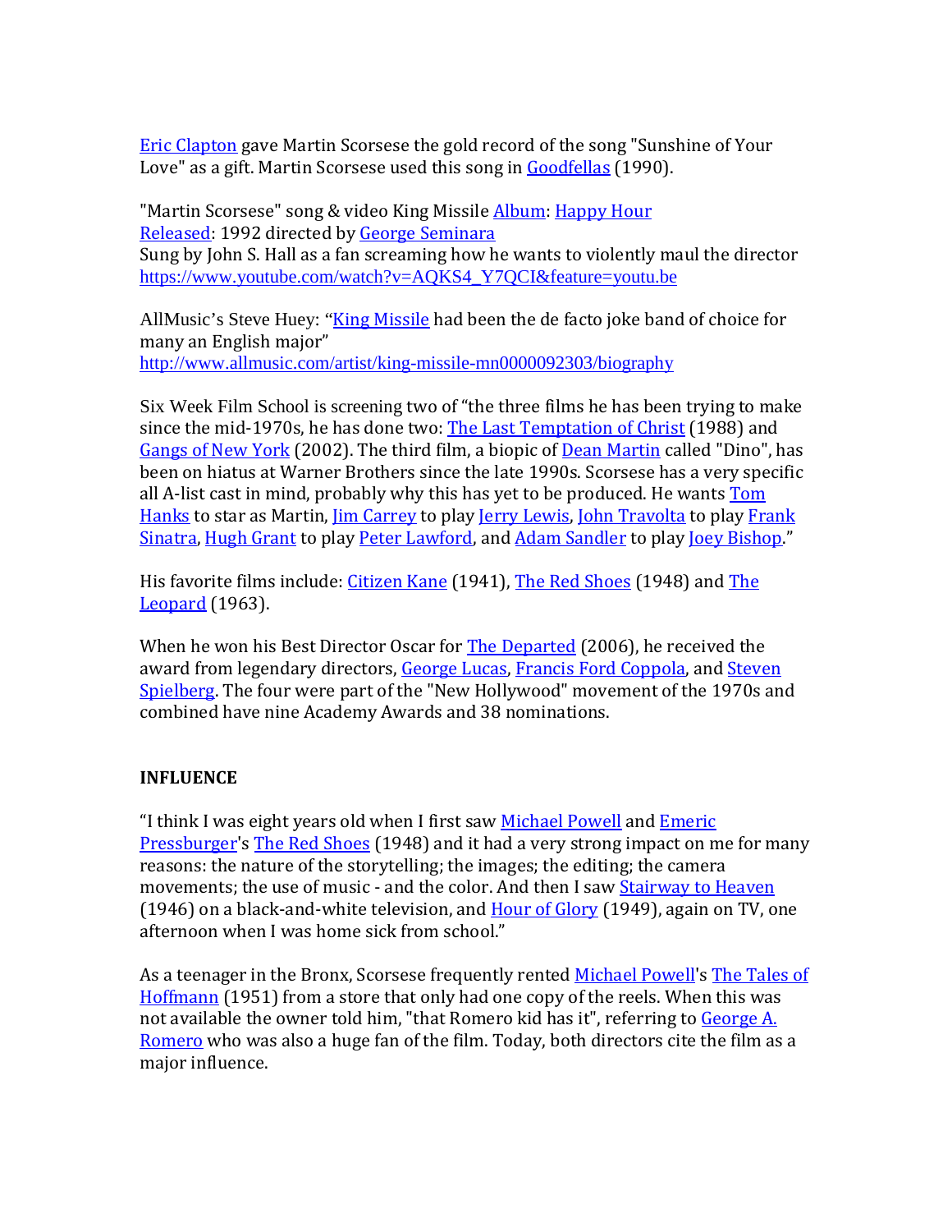Eric Clapton gave Martin Scorsese the gold record of the song "Sunshine of Your Love" as a gift. Martin Scorsese used this song in Goodfellas (1990).

"Martin Scorsese" song & video King Missile Album: Happy Hour
Released: 1992 directed by George Seminara
Sung by John S. Hall as a fan screaming how he wants to violently maul the director
https://www.youtube.com/watch?v=AQKS4_Y7QCI&feature=youtu.be

AllMusic's Steve Huey: "King Missile had been the de facto joke band of choice for many an English major"
http://www.allmusic.com/artist/king-missile-mn0000092303/biography

Six Week Film School is screening two of "the three films he has been trying to make since the mid-1970s, he has done two: The Last Temptation of Christ (1988) and Gangs of New York (2002). The third film, a biopic of Dean Martin called "Dino", has been on hiatus at Warner Brothers since the late 1990s. Scorsese has a very specific all A-list cast in mind, probably why this has yet to be produced. He wants Tom Hanks to star as Martin, Jim Carrey to play Jerry Lewis, John Travolta to play Frank Sinatra, Hugh Grant to play Peter Lawford, and Adam Sandler to play Joey Bishop."

His favorite films include: Citizen Kane (1941), The Red Shoes (1948) and The Leopard (1963).

When he won his Best Director Oscar for The Departed (2006), he received the award from legendary directors, George Lucas, Francis Ford Coppola, and Steven Spielberg. The four were part of the "New Hollywood" movement of the 1970s and combined have nine Academy Awards and 38 nominations.

**INFLUENCE**

"I think I was eight years old when I first saw Michael Powell and Emeric Pressburger's The Red Shoes (1948) and it had a very strong impact on me for many reasons: the nature of the storytelling; the images; the editing; the camera movements; the use of music - and the color. And then I saw Stairway to Heaven (1946) on a black-and-white television, and Hour of Glory (1949), again on TV, one afternoon when I was home sick from school."

As a teenager in the Bronx, Scorsese frequently rented Michael Powell's The Tales of Hoffmann (1951) from a store that only had one copy of the reels. When this was not available the owner told him, "that Romero kid has it", referring to George A. Romero who was also a huge fan of the film. Today, both directors cite the film as a major influence.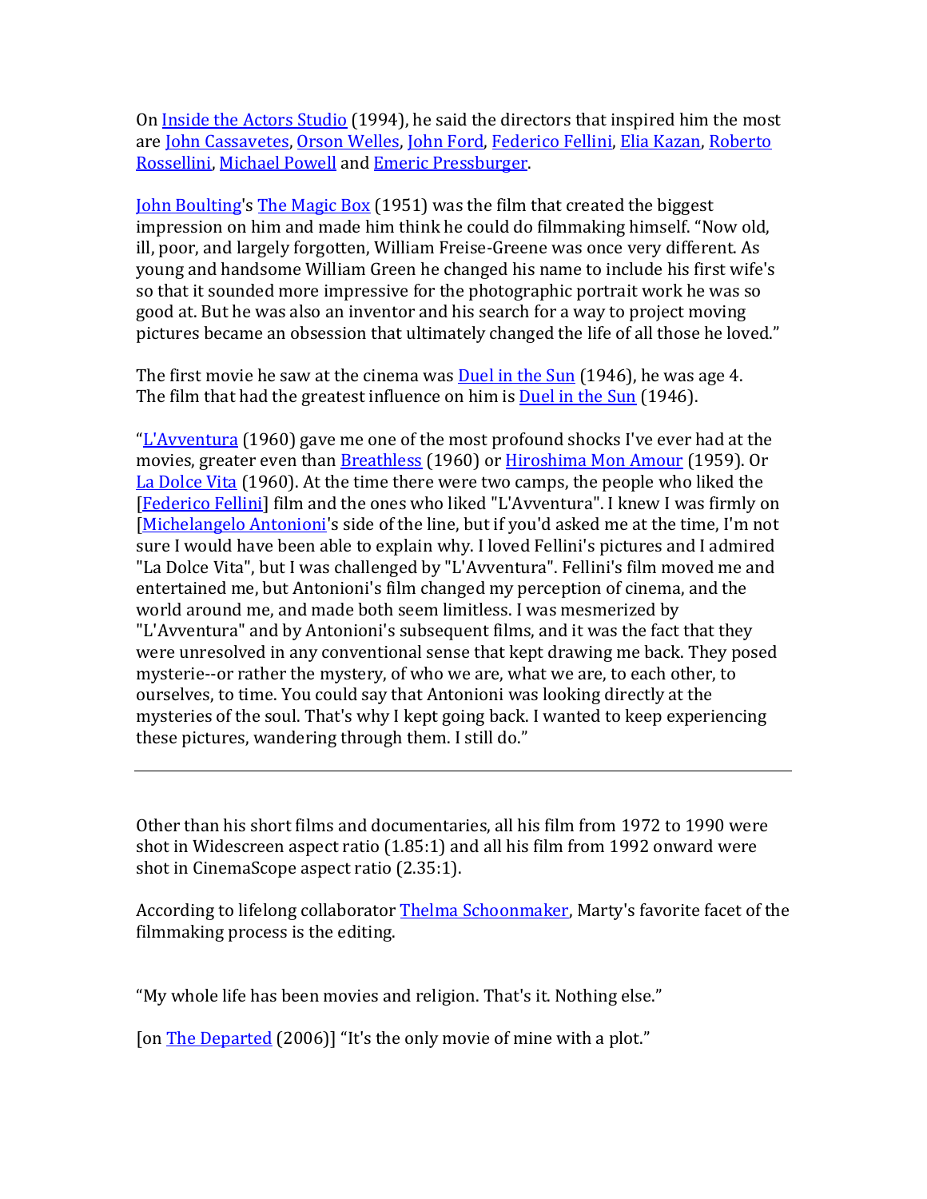On Inside the Actors Studio (1994), he said the directors that inspired him the most are John Cassavetes, Orson Welles, John Ford, Federico Fellini, Elia Kazan, Roberto Rossellini, Michael Powell and Emeric Pressburger.

John Boulting's The Magic Box (1951) was the film that created the biggest impression on him and made him think he could do filmmaking himself. “Now old, ill, poor, and largely forgotten, William Freise-Greene was once very different. As young and handsome William Green he changed his name to include his first wife's so that it sounded more impressive for the photographic portrait work he was so good at. But he was also an inventor and his search for a way to project moving pictures became an obsession that ultimately changed the life of all those he loved.”

The first movie he saw at the cinema was Duel in the Sun (1946), he was age 4. The film that had the greatest influence on him is Duel in the Sun (1946).

“L'Avventura (1960) gave me one of the most profound shocks I've ever had at the movies, greater even than Breathless (1960) or Hiroshima Mon Amour (1959). Or La Dolce Vita (1960). At the time there were two camps, the people who liked the [Federico Fellini] film and the ones who liked "L'Avventura". I knew I was firmly on [Michelangelo Antonioni's side of the line, but if you'd asked me at the time, I'm not sure I would have been able to explain why. I loved Fellini's pictures and I admired "La Dolce Vita", but I was challenged by "L'Avventura". Fellini's film moved me and entertained me, but Antonioni's film changed my perception of cinema, and the world around me, and made both seem limitless. I was mesmerized by "L'Avventura" and by Antonioni's subsequent films, and it was the fact that they were unresolved in any conventional sense that kept drawing me back. They posed mysterie--or rather the mystery, of who we are, what we are, to each other, to ourselves, to time. You could say that Antonioni was looking directly at the mysteries of the soul. That's why I kept going back. I wanted to keep experiencing these pictures, wandering through them. I still do.”

---

Other than his short films and documentaries, all his film from 1972 to 1990 were shot in Widescreen aspect ratio (1.85:1) and all his film from 1992 onward were shot in CinemaScope aspect ratio (2.35:1).

According to lifelong collaborator Thelma Schoonmaker, Marty's favorite facet of the filmmaking process is the editing.

“My whole life has been movies and religion. That's it. Nothing else.”

[on The Departed (2006)] “It's the only movie of mine with a plot.”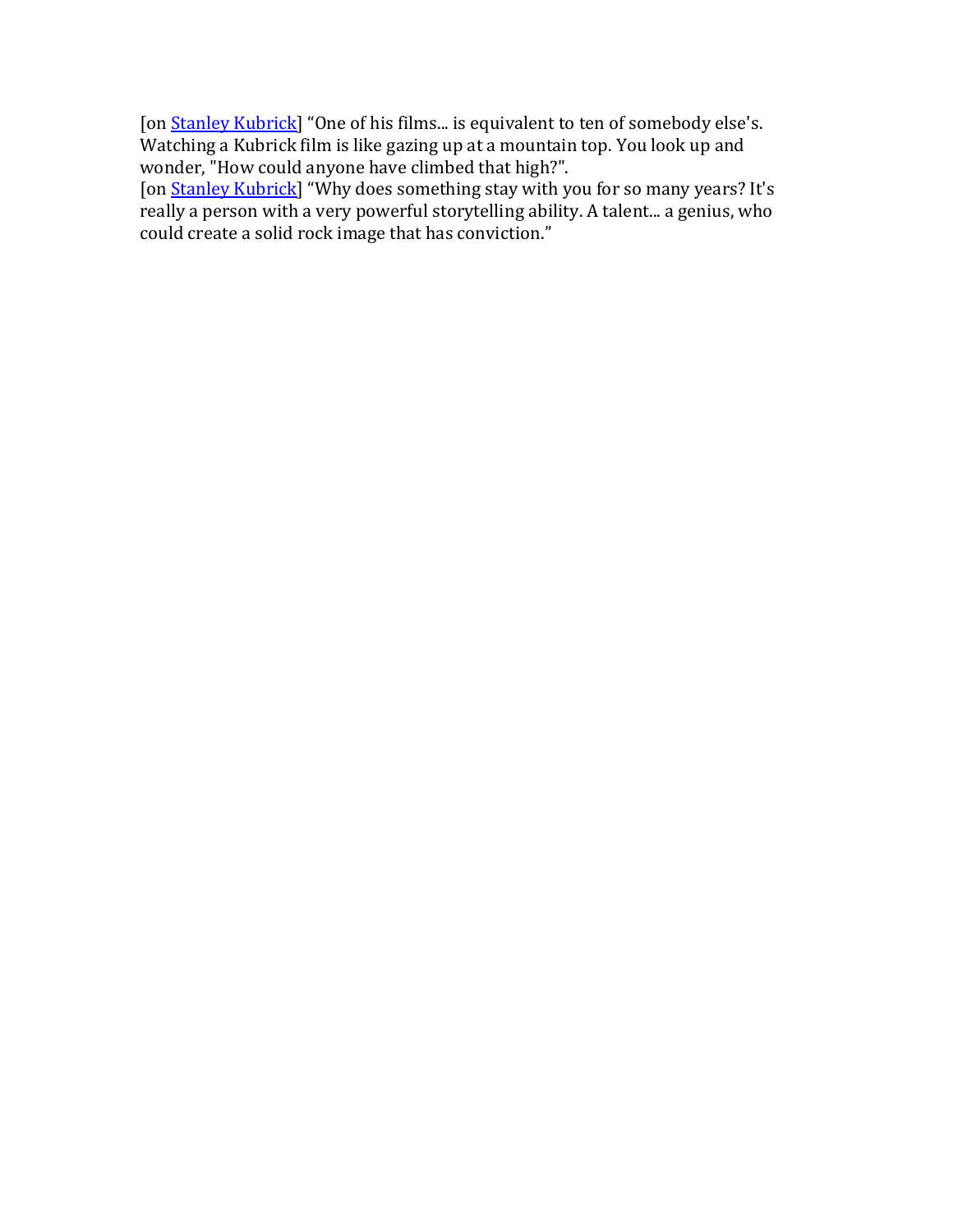[on [Stanley Kubrick]] “One of his films... is equivalent to ten of somebody else's. Watching a Kubrick film is like gazing up at a mountain top. You look up and wonder, "How could anyone have climbed that high?".

[on [Stanley Kubrick]] “Why does something stay with you for so many years? It's really a person with a very powerful storytelling ability. A talent... a genius, who could create a solid rock image that has conviction.”